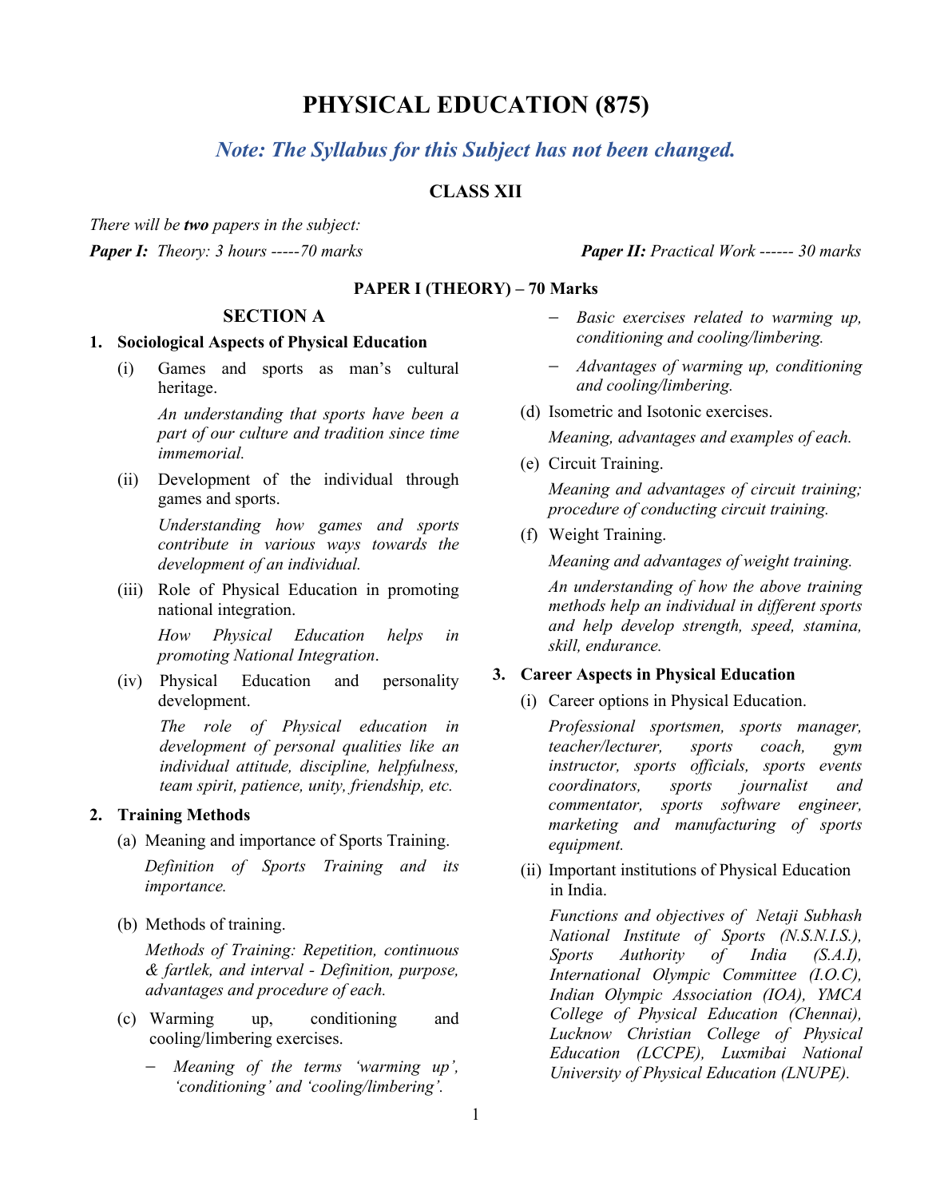# PHYSICAL EDUCATION (875)

## *Note: The Syllabus for this Subject has not been changed.*

### CLASS XII

*There will be **two** papers in the subject:*

***Paper I:** Theory: 3 hours -----70 marks*

***Paper II:** Practical Work ------ 30 marks*

### PAPER I (THEORY) – 70 Marks

### SECTION A

**1. Sociological Aspects of Physical Education**

(i) Games and sports as man's cultural heritage.

*An understanding that sports have been a part of our culture and tradition since time immemorial.*

(ii) Development of the individual through games and sports.

*Understanding how games and sports contribute in various ways towards the development of an individual.*

(iii) Role of Physical Education in promoting national integration.

*How Physical Education helps in promoting National Integration.*

(iv) Physical Education and personality development.

*The role of Physical education in development of personal qualities like an individual attitude, discipline, helpfulness, team spirit, patience, unity, friendship, etc.*

**2. Training Methods**

(a) Meaning and importance of Sports Training.

*Definition of Sports Training and its importance.*

(b) Methods of training.

*Methods of Training: Repetition, continuous & fartlek, and interval - Definition, purpose, advantages and procedure of each.*

(c) Warming up, conditioning and cooling/limbering exercises.

- *Meaning of the terms 'warming up', 'conditioning' and 'cooling/limbering'.*
- *Basic exercises related to warming up, conditioning and cooling/limbering.*
- *Advantages of warming up, conditioning and cooling/limbering.*

(d) Isometric and Isotonic exercises.

*Meaning, advantages and examples of each.*

(e) Circuit Training.

*Meaning and advantages of circuit training; procedure of conducting circuit training.*

(f) Weight Training.

*Meaning and advantages of weight training.*

*An understanding of how the above training methods help an individual in different sports and help develop strength, speed, stamina, skill, endurance.*

**3. Career Aspects in Physical Education**

(i) Career options in Physical Education.

*Professional sportsmen, sports manager, teacher/lecturer, sports coach, gym instructor, sports officials, sports events coordinators, sports journalist and commentator, sports software engineer, marketing and manufacturing of sports equipment.*

(ii) Important institutions of Physical Education in India.

*Functions and objectives of Netaji Subhash National Institute of Sports (N.S.N.I.S.), Sports Authority of India (S.A.I), International Olympic Committee (I.O.C), Indian Olympic Association (IOA), YMCA College of Physical Education (Chennai), Lucknow Christian College of Physical Education (LCCPE), Luxmibai National University of Physical Education (LNUPE).*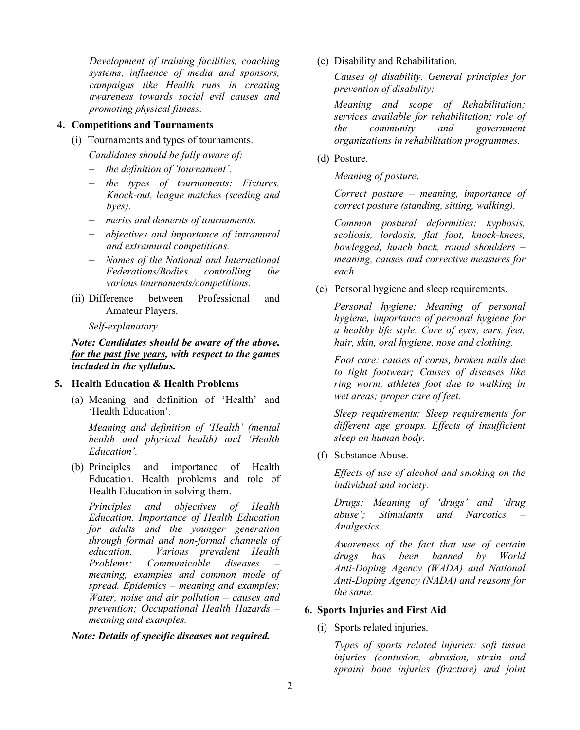*Development of training facilities, coaching systems, influence of media and sponsors, campaigns like Health runs in creating awareness towards social evil causes and promoting physical fitness.*

## 4. Competitions and Tournaments

(i) Tournaments and types of tournaments.

*Candidates should be fully aware of:*

- *the definition of 'tournament'.*
- *the types of tournaments: Fixtures, Knock-out, league matches (seeding and byes).*
- *merits and demerits of tournaments.*
- *objectives and importance of intramural and extramural competitions.*
- *Names of the National and International Federations/Bodies controlling the various tournaments/competitions.*

(ii) Difference between Professional and Amateur Players.

*Self-explanatory.*

***Note: Candidates should be aware of the above, <u>for the past five years</u>, with respect to the games included in the syllabus.***

## 5. Health Education & Health Problems

(a) Meaning and definition of 'Health' and 'Health Education'.

*Meaning and definition of 'Health' (mental health and physical health) and 'Health Education'.*

(b) Principles and importance of Health Education. Health problems and role of Health Education in solving them.

*Principles and objectives of Health Education. Importance of Health Education for adults and the younger generation through formal and non-formal channels of education. Various prevalent Health Problems: Communicable diseases – meaning, examples and common mode of spread. Epidemics – meaning and examples; Water, noise and air pollution – causes and prevention; Occupational Health Hazards – meaning and examples.*

***Note: Details of specific diseases not required.***

(c) Disability and Rehabilitation.

*Causes of disability. General principles for prevention of disability;*

*Meaning and scope of Rehabilitation; services available for rehabilitation; role of the community and government organizations in rehabilitation programmes.*

(d) Posture.

*Meaning of posture.*

*Correct posture – meaning, importance of correct posture (standing, sitting, walking).*

*Common postural deformities: kyphosis, scoliosis, lordosis, flat foot, knock-knees, bowlegged, hunch back, round shoulders – meaning, causes and corrective measures for each.*

(e) Personal hygiene and sleep requirements.

*Personal hygiene: Meaning of personal hygiene, importance of personal hygiene for a healthy life style. Care of eyes, ears, feet, hair, skin, oral hygiene, nose and clothing.*

*Foot care: causes of corns, broken nails due to tight footwear; Causes of diseases like ring worm, athletes foot due to walking in wet areas; proper care of feet.*

*Sleep requirements: Sleep requirements for different age groups. Effects of insufficient sleep on human body.*

(f) Substance Abuse.

*Effects of use of alcohol and smoking on the individual and society.*

*Drugs: Meaning of 'drugs' and 'drug abuse'; Stimulants and Narcotics – Analgesics.*

*Awareness of the fact that use of certain drugs has been banned by World Anti-Doping Agency (WADA) and National Anti-Doping Agency (NADA) and reasons for the same.*

## 6. Sports Injuries and First Aid

(i) Sports related injuries.

*Types of sports related injuries: soft tissue injuries (contusion, abrasion, strain and sprain) bone injuries (fracture) and joint*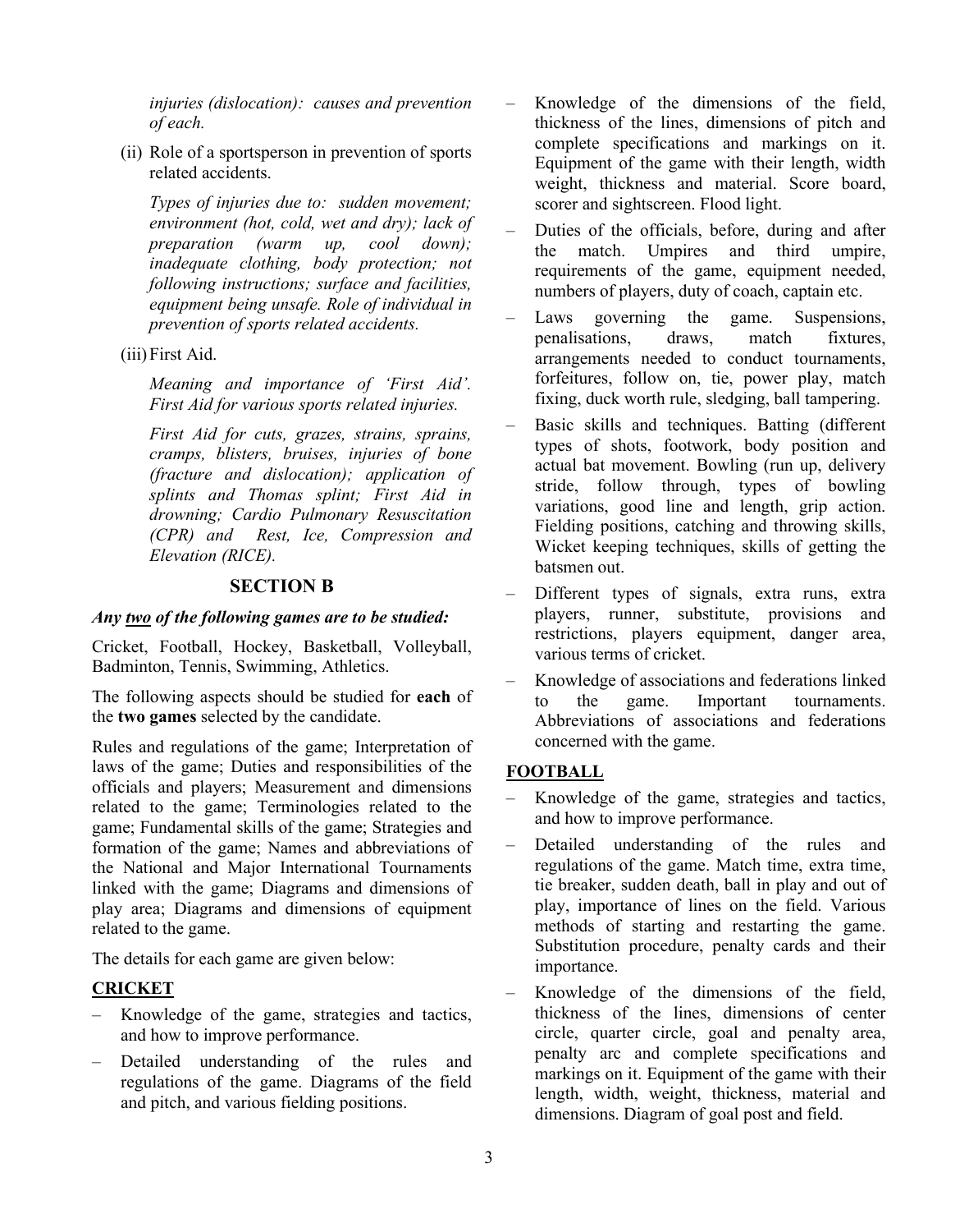*injuries (dislocation): causes and prevention of each.*

(ii) Role of a sportsperson in prevention of sports related accidents.

*Types of injuries due to: sudden movement; environment (hot, cold, wet and dry); lack of preparation (warm up, cool down); inadequate clothing, body protection; not following instructions; surface and facilities, equipment being unsafe. Role of individual in prevention of sports related accidents.*

(iii) First Aid.

*Meaning and importance of 'First Aid'. First Aid for various sports related injuries.*

*First Aid for cuts, grazes, strains, sprains, cramps, blisters, bruises, injuries of bone (fracture and dislocation); application of splints and Thomas splint; First Aid in drowning; Cardio Pulmonary Resuscitation (CPR) and Rest, Ice, Compression and Elevation (RICE).*

## SECTION B

***Any two of the following games are to be studied:***

Cricket, Football, Hockey, Basketball, Volleyball, Badminton, Tennis, Swimming, Athletics.

The following aspects should be studied for **each** of the **two games** selected by the candidate.

Rules and regulations of the game; Interpretation of laws of the game; Duties and responsibilities of the officials and players; Measurement and dimensions related to the game; Terminologies related to the game; Fundamental skills of the game; Strategies and formation of the game; Names and abbreviations of the National and Major International Tournaments linked with the game; Diagrams and dimensions of play area; Diagrams and dimensions of equipment related to the game.

The details for each game are given below:

### CRICKET

- Knowledge of the game, strategies and tactics, and how to improve performance.
- Detailed understanding of the rules and regulations of the game. Diagrams of the field and pitch, and various fielding positions.
- Knowledge of the dimensions of the field, thickness of the lines, dimensions of pitch and complete specifications and markings on it. Equipment of the game with their length, width weight, thickness and material. Score board, scorer and sightscreen. Flood light.
- Duties of the officials, before, during and after the match. Umpires and third umpire, requirements of the game, equipment needed, numbers of players, duty of coach, captain etc.
- Laws governing the game. Suspensions, penalisations, draws, match fixtures, arrangements needed to conduct tournaments, forfeitures, follow on, tie, power play, match fixing, duck worth rule, sledging, ball tampering.
- Basic skills and techniques. Batting (different types of shots, footwork, body position and actual bat movement. Bowling (run up, delivery stride, follow through, types of bowling variations, good line and length, grip action. Fielding positions, catching and throwing skills, Wicket keeping techniques, skills of getting the batsmen out.
- Different types of signals, extra runs, extra players, runner, substitute, provisions and restrictions, players equipment, danger area, various terms of cricket.
- Knowledge of associations and federations linked to the game. Important tournaments. Abbreviations of associations and federations concerned with the game.

### FOOTBALL

- Knowledge of the game, strategies and tactics, and how to improve performance.
- Detailed understanding of the rules and regulations of the game. Match time, extra time, tie breaker, sudden death, ball in play and out of play, importance of lines on the field. Various methods of starting and restarting the game. Substitution procedure, penalty cards and their importance.
- Knowledge of the dimensions of the field, thickness of the lines, dimensions of center circle, quarter circle, goal and penalty area, penalty arc and complete specifications and markings on it. Equipment of the game with their length, width, weight, thickness, material and dimensions. Diagram of goal post and field.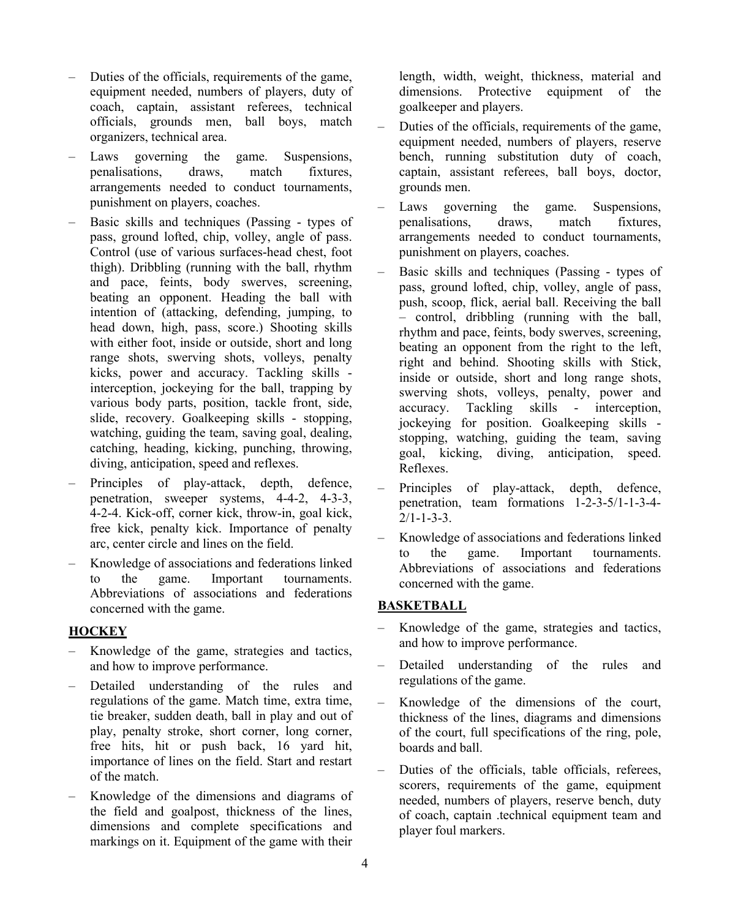- Duties of the officials, requirements of the game, equipment needed, numbers of players, duty of coach, captain, assistant referees, technical officials, grounds men, ball boys, match organizers, technical area.
- Laws governing the game. Suspensions, penalisations, draws, match fixtures, arrangements needed to conduct tournaments, punishment on players, coaches.
- Basic skills and techniques (Passing - types of pass, ground lofted, chip, volley, angle of pass. Control (use of various surfaces-head chest, foot thigh). Dribbling (running with the ball, rhythm and pace, feints, body swerves, screening, beating an opponent. Heading the ball with intention of (attacking, defending, jumping, to head down, high, pass, score.) Shooting skills with either foot, inside or outside, short and long range shots, swerving shots, volleys, penalty kicks, power and accuracy. Tackling skills - interception, jockeying for the ball, trapping by various body parts, position, tackle front, side, slide, recovery. Goalkeeping skills - stopping, watching, guiding the team, saving goal, dealing, catching, heading, kicking, punching, throwing, diving, anticipation, speed and reflexes.
- Principles of play-attack, depth, defence, penetration, sweeper systems, 4-4-2, 4-3-3, 4-2-4. Kick-off, corner kick, throw-in, goal kick, free kick, penalty kick. Importance of penalty arc, center circle and lines on the field.
- Knowledge of associations and federations linked to the game. Important tournaments. Abbreviations of associations and federations concerned with the game.

**HOCKEY**

- Knowledge of the game, strategies and tactics, and how to improve performance.
- Detailed understanding of the rules and regulations of the game. Match time, extra time, tie breaker, sudden death, ball in play and out of play, penalty stroke, short corner, long corner, free hits, hit or push back, 16 yard hit, importance of lines on the field. Start and restart of the match.
- Knowledge of the dimensions and diagrams of the field and goalpost, thickness of the lines, dimensions and complete specifications and markings on it. Equipment of the game with their length, width, weight, thickness, material and dimensions. Protective equipment of the goalkeeper and players.
- Duties of the officials, requirements of the game, equipment needed, numbers of players, reserve bench, running substitution duty of coach, captain, assistant referees, ball boys, doctor, grounds men.
- Laws governing the game. Suspensions, penalisations, draws, match fixtures, arrangements needed to conduct tournaments, punishment on players, coaches.
- Basic skills and techniques (Passing - types of pass, ground lofted, chip, volley, angle of pass, push, scoop, flick, aerial ball. Receiving the ball – control, dribbling (running with the ball, rhythm and pace, feints, body swerves, screening, beating an opponent from the right to the left, right and behind. Shooting skills with Stick, inside or outside, short and long range shots, swerving shots, volleys, penalty, power and accuracy. Tackling skills - interception, jockeying for position. Goalkeeping skills - stopping, watching, guiding the team, saving goal, kicking, diving, anticipation, speed. Reflexes.
- Principles of play-attack, depth, defence, penetration, team formations 1-2-3-5/1-1-3-4-2/1-1-3-3.
- Knowledge of associations and federations linked to the game. Important tournaments. Abbreviations of associations and federations concerned with the game.

**BASKETBALL**

- Knowledge of the game, strategies and tactics, and how to improve performance.
- Detailed understanding of the rules and regulations of the game.
- Knowledge of the dimensions of the court, thickness of the lines, diagrams and dimensions of the court, full specifications of the ring, pole, boards and ball.
- Duties of the officials, table officials, referees, scorers, requirements of the game, equipment needed, numbers of players, reserve bench, duty of coach, captain .technical equipment team and player foul markers.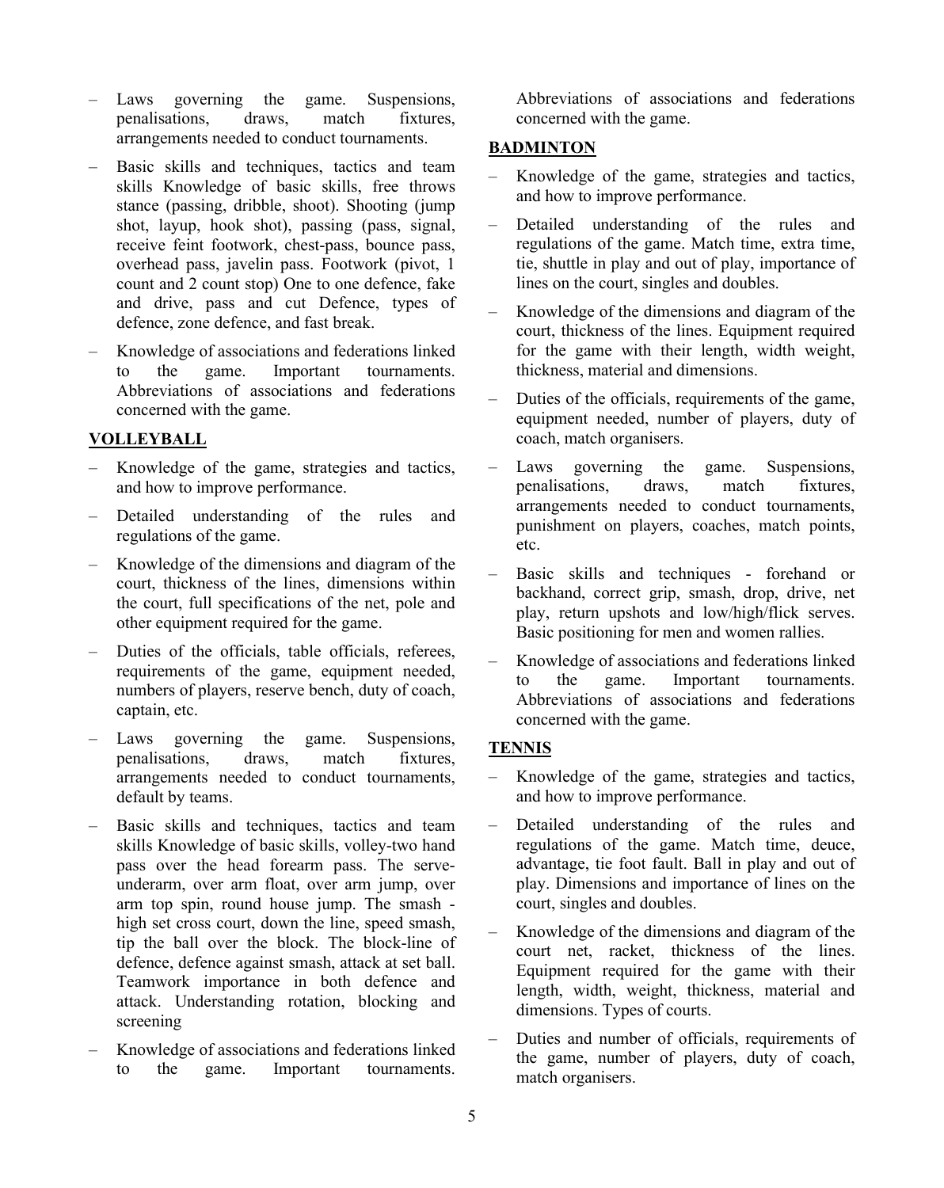- Laws governing the game. Suspensions, penalisations, draws, match fixtures, arrangements needed to conduct tournaments.
- Basic skills and techniques, tactics and team skills Knowledge of basic skills, free throws stance (passing, dribble, shoot). Shooting (jump shot, layup, hook shot), passing (pass, signal, receive feint footwork, chest-pass, bounce pass, overhead pass, javelin pass. Footwork (pivot, 1 count and 2 count stop) One to one defence, fake and drive, pass and cut Defence, types of defence, zone defence, and fast break.
- Knowledge of associations and federations linked to the game. Important tournaments. Abbreviations of associations and federations concerned with the game.

## VOLLEYBALL

- Knowledge of the game, strategies and tactics, and how to improve performance.
- Detailed understanding of the rules and regulations of the game.
- Knowledge of the dimensions and diagram of the court, thickness of the lines, dimensions within the court, full specifications of the net, pole and other equipment required for the game.
- Duties of the officials, table officials, referees, requirements of the game, equipment needed, numbers of players, reserve bench, duty of coach, captain, etc.
- Laws governing the game. Suspensions, penalisations, draws, match fixtures, arrangements needed to conduct tournaments, default by teams.
- Basic skills and techniques, tactics and team skills Knowledge of basic skills, volley-two hand pass over the head forearm pass. The serve-underarm, over arm float, over arm jump, over arm top spin, round house jump. The smash - high set cross court, down the line, speed smash, tip the ball over the block. The block-line of defence, defence against smash, attack at set ball. Teamwork importance in both defence and attack. Understanding rotation, blocking and screening
- Knowledge of associations and federations linked to the game. Important tournaments. Abbreviations of associations and federations concerned with the game.

## BADMINTON

- Knowledge of the game, strategies and tactics, and how to improve performance.
- Detailed understanding of the rules and regulations of the game. Match time, extra time, tie, shuttle in play and out of play, importance of lines on the court, singles and doubles.
- Knowledge of the dimensions and diagram of the court, thickness of the lines. Equipment required for the game with their length, width weight, thickness, material and dimensions.
- Duties of the officials, requirements of the game, equipment needed, number of players, duty of coach, match organisers.
- Laws governing the game. Suspensions, penalisations, draws, match fixtures, arrangements needed to conduct tournaments, punishment on players, coaches, match points, etc.
- Basic skills and techniques - forehand or backhand, correct grip, smash, drop, drive, net play, return upshots and low/high/flick serves. Basic positioning for men and women rallies.
- Knowledge of associations and federations linked to the game. Important tournaments. Abbreviations of associations and federations concerned with the game.

## TENNIS

- Knowledge of the game, strategies and tactics, and how to improve performance.
- Detailed understanding of the rules and regulations of the game. Match time, deuce, advantage, tie foot fault. Ball in play and out of play. Dimensions and importance of lines on the court, singles and doubles.
- Knowledge of the dimensions and diagram of the court net, racket, thickness of the lines. Equipment required for the game with their length, width, weight, thickness, material and dimensions. Types of courts.
- Duties and number of officials, requirements of the game, number of players, duty of coach, match organisers.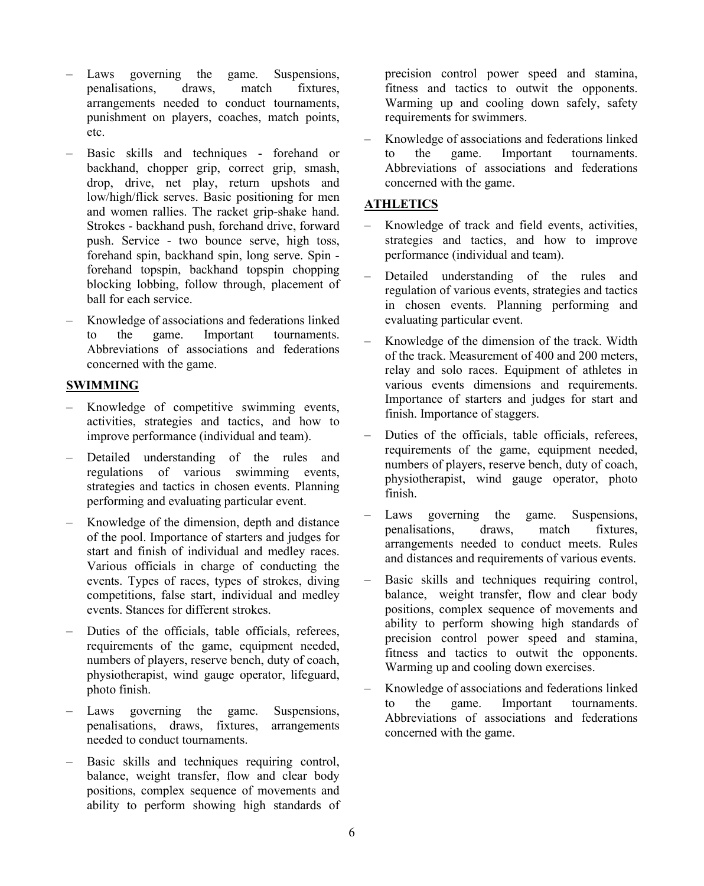- Laws governing the game. Suspensions, penalisations, draws, match fixtures, arrangements needed to conduct tournaments, punishment on players, coaches, match points, etc.
- Basic skills and techniques - forehand or backhand, chopper grip, correct grip, smash, drop, drive, net play, return upshots and low/high/flick serves. Basic positioning for men and women rallies. The racket grip-shake hand. Strokes - backhand push, forehand drive, forward push. Service - two bounce serve, high toss, forehand spin, backhand spin, long serve. Spin - forehand topspin, backhand topspin chopping blocking lobbing, follow through, placement of ball for each service.
- Knowledge of associations and federations linked to the game. Important tournaments. Abbreviations of associations and federations concerned with the game.

**SWIMMING**

- Knowledge of competitive swimming events, activities, strategies and tactics, and how to improve performance (individual and team).
- Detailed understanding of the rules and regulations of various swimming events, strategies and tactics in chosen events. Planning performing and evaluating particular event.
- Knowledge of the dimension, depth and distance of the pool. Importance of starters and judges for start and finish of individual and medley races. Various officials in charge of conducting the events. Types of races, types of strokes, diving competitions, false start, individual and medley events. Stances for different strokes.
- Duties of the officials, table officials, referees, requirements of the game, equipment needed, numbers of players, reserve bench, duty of coach, physiotherapist, wind gauge operator, lifeguard, photo finish.
- Laws governing the game. Suspensions, penalisations, draws, fixtures, arrangements needed to conduct tournaments.
- Basic skills and techniques requiring control, balance, weight transfer, flow and clear body positions, complex sequence of movements and ability to perform showing high standards of precision control power speed and stamina, fitness and tactics to outwit the opponents. Warming up and cooling down safely, safety requirements for swimmers.
- Knowledge of associations and federations linked to the game. Important tournaments. Abbreviations of associations and federations concerned with the game.

**ATHLETICS**

- Knowledge of track and field events, activities, strategies and tactics, and how to improve performance (individual and team).
- Detailed understanding of the rules and regulation of various events, strategies and tactics in chosen events. Planning performing and evaluating particular event.
- Knowledge of the dimension of the track. Width of the track. Measurement of 400 and 200 meters, relay and solo races. Equipment of athletes in various events dimensions and requirements. Importance of starters and judges for start and finish. Importance of staggers.
- Duties of the officials, table officials, referees, requirements of the game, equipment needed, numbers of players, reserve bench, duty of coach, physiotherapist, wind gauge operator, photo finish.
- Laws governing the game. Suspensions, penalisations, draws, match fixtures, arrangements needed to conduct meets. Rules and distances and requirements of various events.
- Basic skills and techniques requiring control, balance, weight transfer, flow and clear body positions, complex sequence of movements and ability to perform showing high standards of precision control power speed and stamina, fitness and tactics to outwit the opponents. Warming up and cooling down exercises.
- Knowledge of associations and federations linked to the game. Important tournaments. Abbreviations of associations and federations concerned with the game.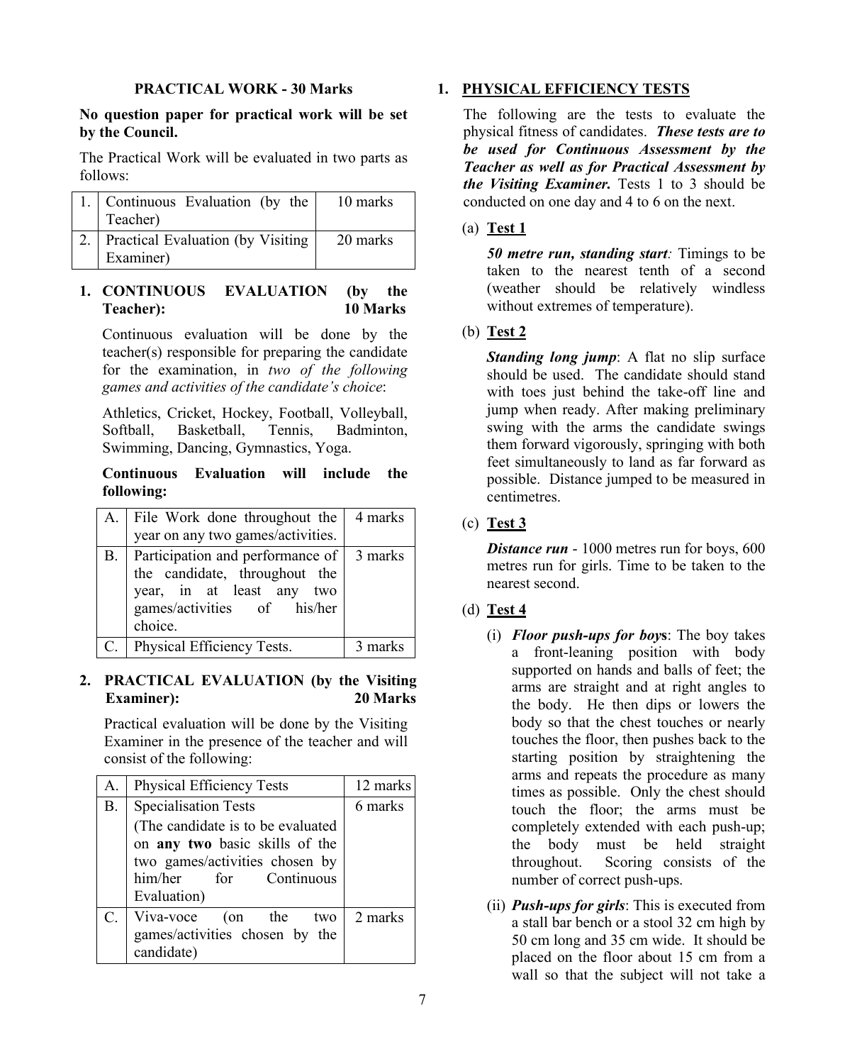**PRACTICAL WORK - 30 Marks**

**No question paper for practical work will be set by the Council.**

The Practical Work will be evaluated in two parts as follows:

| | | |
|---|---|---|
| 1. | Continuous Evaluation (by the Teacher) | 10 marks |
| 2. | Practical Evaluation (by Visiting Examiner) | 20 marks |

**1. CONTINUOUS EVALUATION (by the Teacher): 10 Marks**

Continuous evaluation will be done by the teacher(s) responsible for preparing the candidate for the examination, in *two of the following games and activities of the candidate's choice*:

Athletics, Cricket, Hockey, Football, Volleyball, Softball, Basketball, Tennis, Badminton, Swimming, Dancing, Gymnastics, Yoga.

**Continuous Evaluation will include the following:**

| | | |
|---|---|---|
| A. | File Work done throughout the year on any two games/activities. | 4 marks |
| B. | Participation and performance of the candidate, throughout the year, in at least any two games/activities of his/her choice. | 3 marks |
| C. | Physical Efficiency Tests. | 3 marks |

**2. PRACTICAL EVALUATION (by the Visiting Examiner): 20 Marks**

Practical evaluation will be done by the Visiting Examiner in the presence of the teacher and will consist of the following:

| | | |
|---|---|---|
| A. | Physical Efficiency Tests | 12 marks |
| B. | Specialisation Tests (The candidate is to be evaluated on **any two** basic skills of the two games/activities chosen by him/her for Continuous Evaluation) | 6 marks |
| C. | Viva-voce (on the two games/activities chosen by the candidate) | 2 marks |

**1. PHYSICAL EFFICIENCY TESTS**

The following are the tests to evaluate the physical fitness of candidates. ***These tests are to be used for Continuous Assessment by the Teacher as well as for Practical Assessment by the Visiting Examiner.*** Tests 1 to 3 should be conducted on one day and 4 to 6 on the next.

(a) **Test 1**

***50 metre run, standing start****:* Timings to be taken to the nearest tenth of a second (weather should be relatively windless without extremes of temperature).

(b) **Test 2**

***Standing long jump***: A flat no slip surface should be used. The candidate should stand with toes just behind the take-off line and jump when ready. After making preliminary swing with the arms the candidate swings them forward vigorously, springing with both feet simultaneously to land as far forward as possible. Distance jumped to be measured in centimetres.

(c) **Test 3**

***Distance run*** - 1000 metres run for boys, 600 metres run for girls. Time to be taken to the nearest second.

(d) **Test 4**

(i) ***Floor push-ups for boys***: The boy takes a front-leaning position with body supported on hands and balls of feet; the arms are straight and at right angles to the body. He then dips or lowers the body so that the chest touches or nearly touches the floor, then pushes back to the starting position by straightening the arms and repeats the procedure as many times as possible. Only the chest should touch the floor; the arms must be completely extended with each push-up; the body must be held straight throughout. Scoring consists of the number of correct push-ups.

(ii) ***Push-ups for girls***: This is executed from a stall bar bench or a stool 32 cm high by 50 cm long and 35 cm wide. It should be placed on the floor about 15 cm from a wall so that the subject will not take a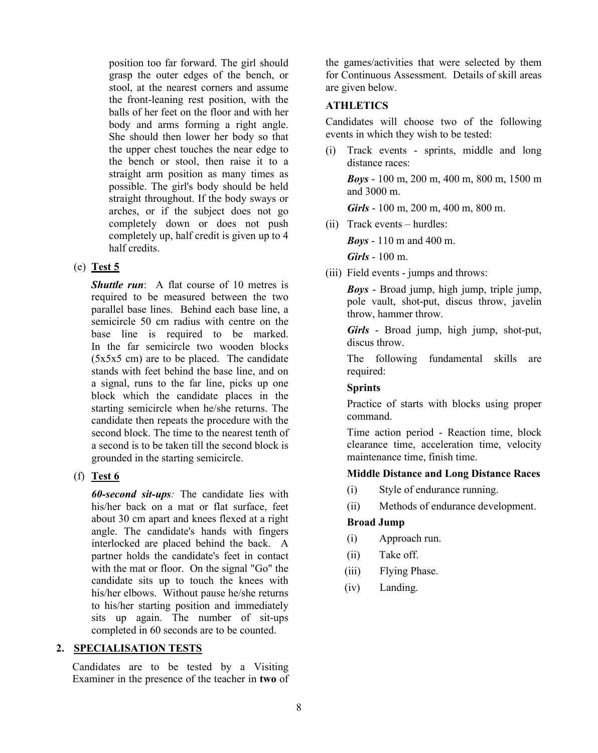position too far forward. The girl should grasp the outer edges of the bench, or stool, at the nearest corners and assume the front-leaning rest position, with the balls of her feet on the floor and with her body and arms forming a right angle. She should then lower her body so that the upper chest touches the near edge to the bench or stool, then raise it to a straight arm position as many times as possible. The girl's body should be held straight throughout. If the body sways or arches, or if the subject does not go completely down or does not push completely up, half credit is given up to 4 half credits.

(e) **Test 5**

***Shuttle run***: A flat course of 10 metres is required to be measured between the two parallel base lines. Behind each base line, a semicircle 50 cm radius with centre on the base line is required to be marked. In the far semicircle two wooden blocks (5x5x5 cm) are to be placed. The candidate stands with feet behind the base line, and on a signal, runs to the far line, picks up one block which the candidate places in the starting semicircle when he/she returns. The candidate then repeats the procedure with the second block. The time to the nearest tenth of a second is to be taken till the second block is grounded in the starting semicircle.

(f) **Test 6**

***60-second sit-ups****:* The candidate lies with his/her back on a mat or flat surface, feet about 30 cm apart and knees flexed at a right angle. The candidate's hands with fingers interlocked are placed behind the back. A partner holds the candidate's feet in contact with the mat or floor. On the signal "Go" the candidate sits up to touch the knees with his/her elbows. Without pause he/she returns to his/her starting position and immediately sits up again. The number of sit-ups completed in 60 seconds are to be counted.

## 2. SPECIALISATION TESTS

Candidates are to be tested by a Visiting Examiner in the presence of the teacher in **two** of the games/activities that were selected by them for Continuous Assessment. Details of skill areas are given below.

### ATHLETICS

Candidates will choose two of the following events in which they wish to be tested:

(i) Track events - sprints, middle and long distance races:

***Boys*** - 100 m, 200 m, 400 m, 800 m, 1500 m and 3000 m.

***Girls*** - 100 m, 200 m, 400 m, 800 m.

(ii) Track events – hurdles:

***Boys*** - 110 m and 400 m.

***Girls*** - 100 m.

(iii) Field events - jumps and throws:

***Boys*** - Broad jump, high jump, triple jump, pole vault, shot-put, discus throw, javelin throw, hammer throw.

***Girls*** - Broad jump, high jump, shot-put, discus throw.

The following fundamental skills are required:

**Sprints**

Practice of starts with blocks using proper command.

Time action period - Reaction time, block clearance time, acceleration time, velocity maintenance time, finish time.

**Middle Distance and Long Distance Races**

(i) Style of endurance running.

(ii) Methods of endurance development.

**Broad Jump**

(i) Approach run.

(ii) Take off.

(iii) Flying Phase.

(iv) Landing.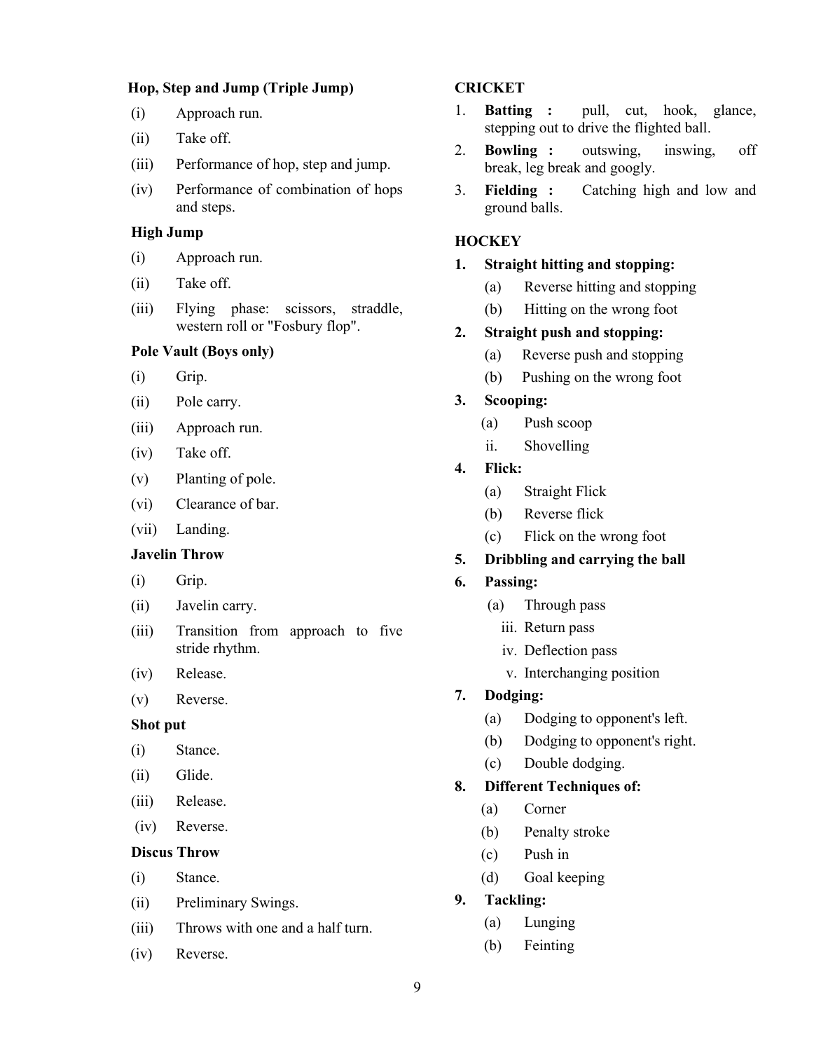**Hop, Step and Jump (Triple Jump)**

(i) Approach run.

(ii) Take off.

(iii) Performance of hop, step and jump.

(iv) Performance of combination of hops and steps.

**High Jump**

(i) Approach run.

(ii) Take off.

(iii) Flying phase: scissors, straddle, western roll or "Fosbury flop".

**Pole Vault (Boys only)**

(i) Grip.

(ii) Pole carry.

(iii) Approach run.

(iv) Take off.

(v) Planting of pole.

(vi) Clearance of bar.

(vii) Landing.

**Javelin Throw**

(i) Grip.

(ii) Javelin carry.

(iii) Transition from approach to five stride rhythm.

(iv) Release.

(v) Reverse.

**Shot put**

(i) Stance.

(ii) Glide.

(iii) Release.

(iv) Reverse.

**Discus Throw**

(i) Stance.

(ii) Preliminary Swings.

(iii) Throws with one and a half turn.

(iv) Reverse.

**CRICKET**

1. **Batting :** pull, cut, hook, glance, stepping out to drive the flighted ball.
2. **Bowling :** outswing, inswing, off break, leg break and googly.
3. **Fielding :** Catching high and low and ground balls.

**HOCKEY**

1. **Straight hitting and stopping:**
   - (a) Reverse hitting and stopping
   - (b) Hitting on the wrong foot
2. **Straight push and stopping:**
   - (a) Reverse push and stopping
   - (b) Pushing on the wrong foot
3. **Scooping:**
   - (a) Push scoop
   - ii. Shovelling
4. **Flick:**
   - (a) Straight Flick
   - (b) Reverse flick
   - (c) Flick on the wrong foot
5. **Dribbling and carrying the ball**
6. **Passing:**
   - (a) Through pass
   - iii. Return pass
   - iv. Deflection pass
   - v. Interchanging position
7. **Dodging:**
   - (a) Dodging to opponent's left.
   - (b) Dodging to opponent's right.
   - (c) Double dodging.
8. **Different Techniques of:**
   - (a) Corner
   - (b) Penalty stroke
   - (c) Push in
   - (d) Goal keeping
9. **Tackling:**
   - (a) Lunging
   - (b) Feinting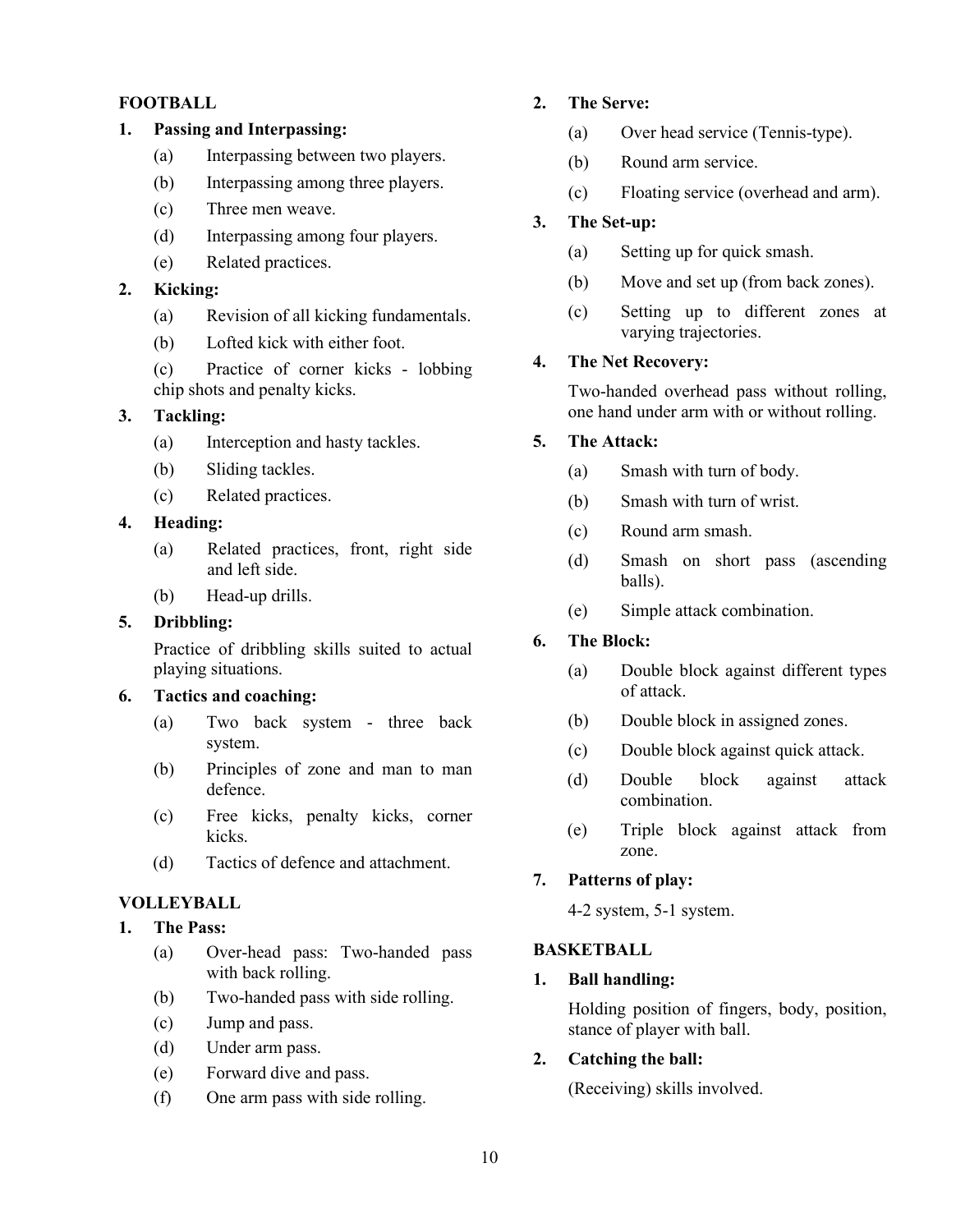## FOOTBALL

**1. Passing and Interpassing:**

(a) Interpassing between two players.

(b) Interpassing among three players.

(c) Three men weave.

(d) Interpassing among four players.

(e) Related practices.

**2. Kicking:**

(a) Revision of all kicking fundamentals.

(b) Lofted kick with either foot.

(c) Practice of corner kicks - lobbing chip shots and penalty kicks.

**3. Tackling:**

(a) Interception and hasty tackles.

(b) Sliding tackles.

(c) Related practices.

**4. Heading:**

(a) Related practices, front, right side and left side.

(b) Head-up drills.

**5. Dribbling:**

Practice of dribbling skills suited to actual playing situations.

**6. Tactics and coaching:**

(a) Two back system - three back system.

(b) Principles of zone and man to man defence.

(c) Free kicks, penalty kicks, corner kicks.

(d) Tactics of defence and attachment.

## VOLLEYBALL

**1. The Pass:**

(a) Over-head pass: Two-handed pass with back rolling.

(b) Two-handed pass with side rolling.

(c) Jump and pass.

(d) Under arm pass.

(e) Forward dive and pass.

(f) One arm pass with side rolling.

**2. The Serve:**

(a) Over head service (Tennis-type).

(b) Round arm service.

(c) Floating service (overhead and arm).

**3. The Set-up:**

(a) Setting up for quick smash.

(b) Move and set up (from back zones).

(c) Setting up to different zones at varying trajectories.

**4. The Net Recovery:**

Two-handed overhead pass without rolling, one hand under arm with or without rolling.

**5. The Attack:**

(a) Smash with turn of body.

(b) Smash with turn of wrist.

(c) Round arm smash.

(d) Smash on short pass (ascending balls).

(e) Simple attack combination.

**6. The Block:**

(a) Double block against different types of attack.

(b) Double block in assigned zones.

(c) Double block against quick attack.

(d) Double block against attack combination.

(e) Triple block against attack from zone.

**7. Patterns of play:**

4-2 system, 5-1 system.

## BASKETBALL

**1. Ball handling:**

Holding position of fingers, body, position, stance of player with ball.

**2. Catching the ball:**

(Receiving) skills involved.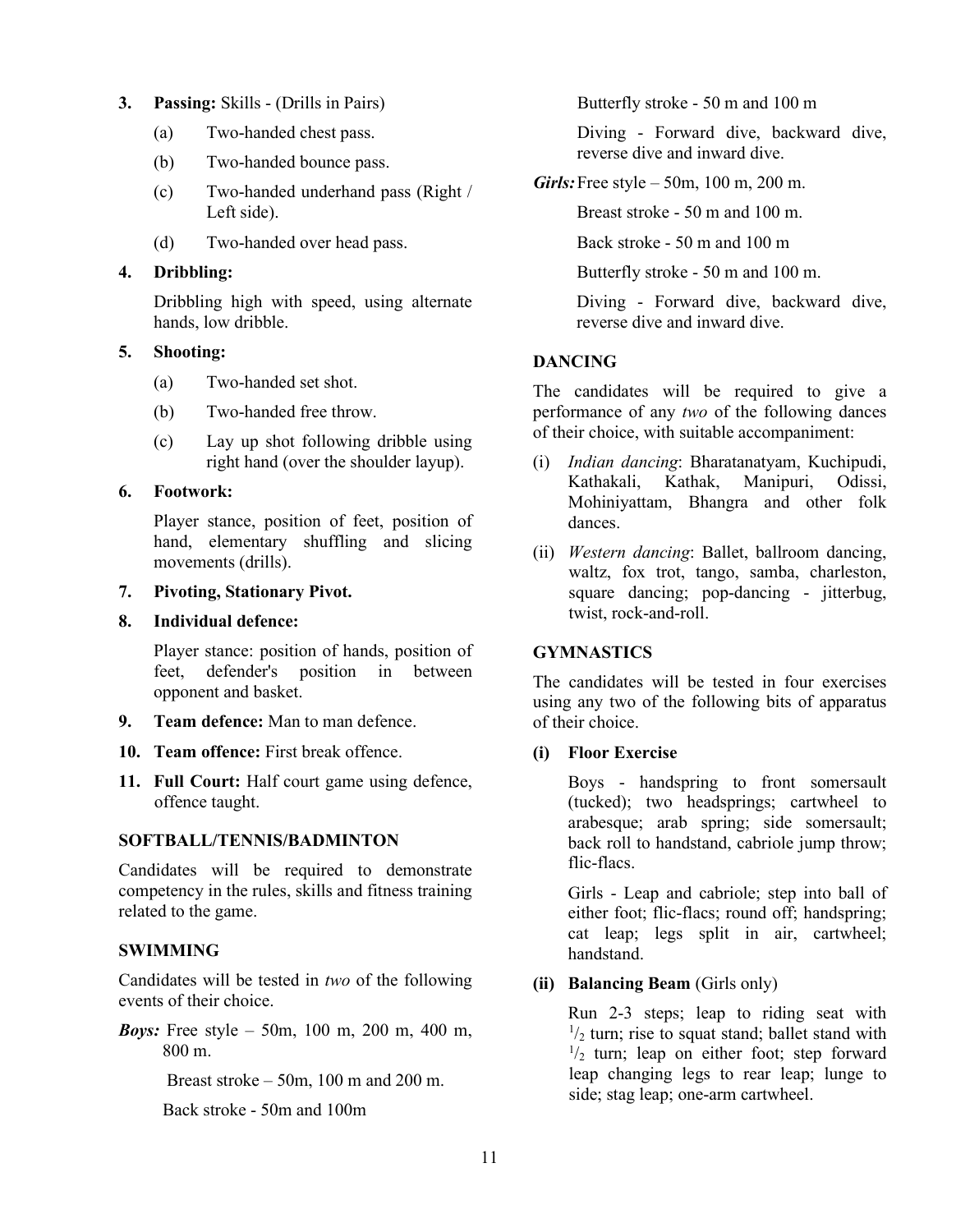3. **Passing:** Skills - (Drills in Pairs)
    (a) Two-handed chest pass.
    (b) Two-handed bounce pass.
    (c) Two-handed underhand pass (Right / Left side).
    (d) Two-handed over head pass.

4. **Dribbling:**

    Dribbling high with speed, using alternate hands, low dribble.

5. **Shooting:**
    (a) Two-handed set shot.
    (b) Two-handed free throw.
    (c) Lay up shot following dribble using right hand (over the shoulder layup).

6. **Footwork:**

    Player stance, position of feet, position of hand, elementary shuffling and slicing movements (drills).

7. **Pivoting, Stationary Pivot.**

8. **Individual defence:**

    Player stance: position of hands, position of feet, defender's position in between opponent and basket.

9. **Team defence:** Man to man defence.

10. **Team offence:** First break offence.

11. **Full Court:** Half court game using defence, offence taught.

**SOFTBALL/TENNIS/BADMINTON**

Candidates will be required to demonstrate competency in the rules, skills and fitness training related to the game.

**SWIMMING**

Candidates will be tested in *two* of the following events of their choice.

***Boys:*** Free style – 50m, 100 m, 200 m, 400 m, 800 m.

Breast stroke – 50m, 100 m and 200 m.

Back stroke - 50m and 100m

Butterfly stroke - 50 m and 100 m

Diving - Forward dive, backward dive, reverse dive and inward dive.

***Girls:*** Free style – 50m, 100 m, 200 m.

Breast stroke - 50 m and 100 m.

Back stroke - 50 m and 100 m

Butterfly stroke - 50 m and 100 m.

Diving - Forward dive, backward dive, reverse dive and inward dive.

**DANCING**

The candidates will be required to give a performance of any *two* of the following dances of their choice, with suitable accompaniment:

(i) *Indian dancing*: Bharatanatyam, Kuchipudi, Kathakali, Kathak, Manipuri, Odissi, Mohiniyattam, Bhangra and other folk dances.

(ii) *Western dancing*: Ballet, ballroom dancing, waltz, fox trot, tango, samba, charleston, square dancing; pop-dancing - jitterbug, twist, rock-and-roll.

**GYMNASTICS**

The candidates will be tested in four exercises using any two of the following bits of apparatus of their choice.

**(i) Floor Exercise**

Boys - handspring to front somersault (tucked); two headsprings; cartwheel to arabesque; arab spring; side somersault; back roll to handstand, cabriole jump throw; flic-flacs.

Girls - Leap and cabriole; step into ball of either foot; flic-flacs; round off; handspring; cat leap; legs split in air, cartwheel; handstand.

**(ii) Balancing Beam** (Girls only)

Run 2-3 steps; leap to riding seat with $^1/_2$ turn; rise to squat stand; ballet stand with $^1/_2$ turn; leap on either foot; step forward leap changing legs to rear leap; lunge to side; stag leap; one-arm cartwheel.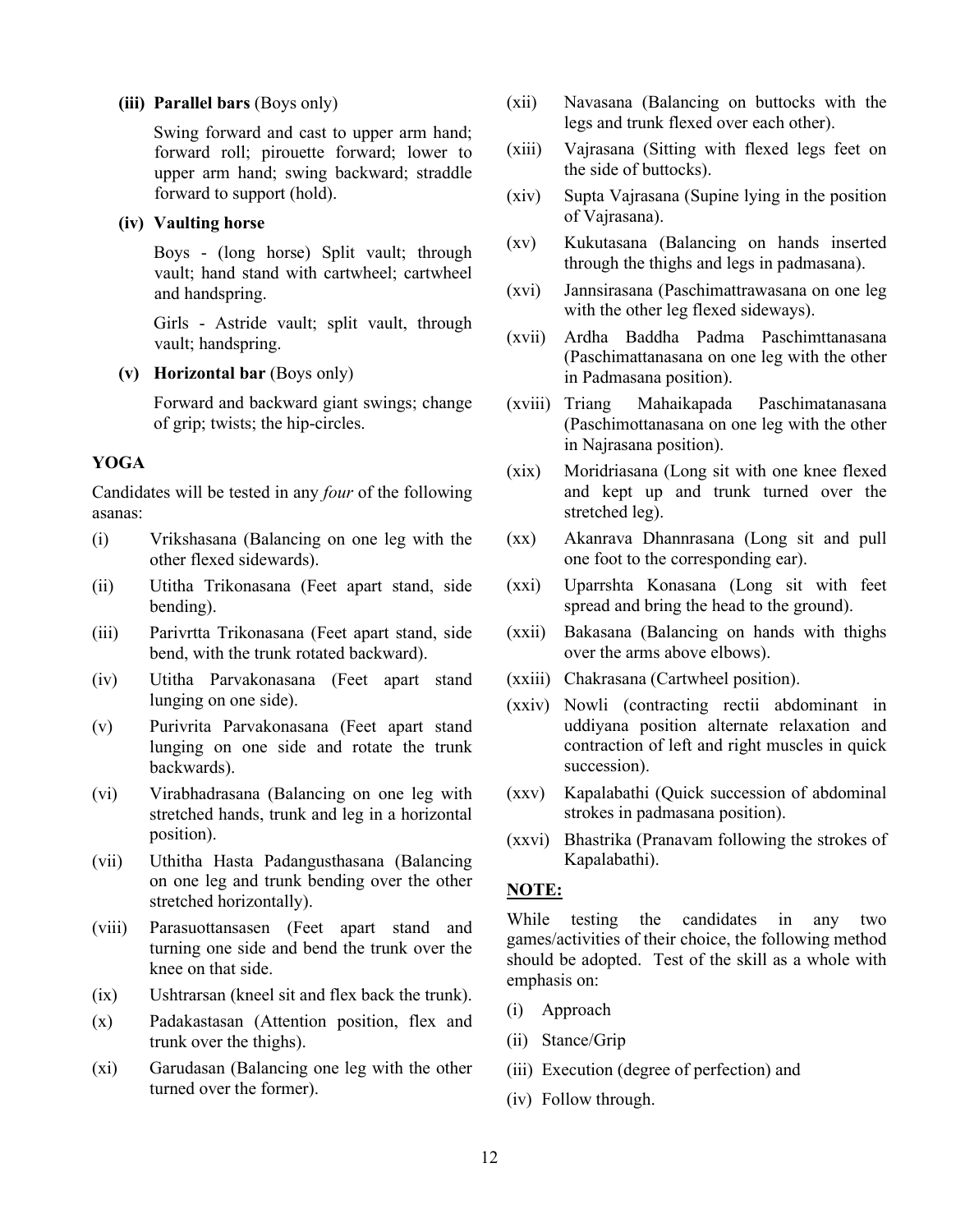**(iii) Parallel bars** (Boys only)

Swing forward and cast to upper arm hand; forward roll; pirouette forward; lower to upper arm hand; swing backward; straddle forward to support (hold).

**(iv) Vaulting horse**

Boys - (long horse) Split vault; through vault; hand stand with cartwheel; cartwheel and handspring.

Girls - Astride vault; split vault, through vault; handspring.

**(v) Horizontal bar** (Boys only)

Forward and backward giant swings; change of grip; twists; the hip-circles.

**YOGA**

Candidates will be tested in any *four* of the following asanas:

(i) Vrikshasana (Balancing on one leg with the other flexed sidewards).

(ii) Utitha Trikonasana (Feet apart stand, side bending).

(iii) Parivrtta Trikonasana (Feet apart stand, side bend, with the trunk rotated backward).

(iv) Utitha Parvakonasana (Feet apart stand lunging on one side).

(v) Purivrita Parvakonasana (Feet apart stand lunging on one side and rotate the trunk backwards).

(vi) Virabhadrasana (Balancing on one leg with stretched hands, trunk and leg in a horizontal position).

(vii) Uthitha Hasta Padangusthasana (Balancing on one leg and trunk bending over the other stretched horizontally).

(viii) Parasuottansasen (Feet apart stand and turning one side and bend the trunk over the knee on that side.

(ix) Ushtrarsan (kneel sit and flex back the trunk).

(x) Padakastasan (Attention position, flex and trunk over the thighs).

(xi) Garudasan (Balancing one leg with the other turned over the former).

(xii) Navasana (Balancing on buttocks with the legs and trunk flexed over each other).

(xiii) Vajrasana (Sitting with flexed legs feet on the side of buttocks).

(xiv) Supta Vajrasana (Supine lying in the position of Vajrasana).

(xv) Kukutasana (Balancing on hands inserted through the thighs and legs in padmasana).

(xvi) Jannsirasana (Paschimattrawasana on one leg with the other leg flexed sideways).

(xvii) Ardha Baddha Padma Paschimttanasana (Paschimattanasana on one leg with the other in Padmasana position).

(xviii) Triang Mahaikapada Paschimatanasana (Paschimottanasana on one leg with the other in Najrasana position).

(xix) Moridriasana (Long sit with one knee flexed and kept up and trunk turned over the stretched leg).

(xx) Akanrava Dhannrasana (Long sit and pull one foot to the corresponding ear).

(xxi) Uparrshta Konasana (Long sit with feet spread and bring the head to the ground).

(xxii) Bakasana (Balancing on hands with thighs over the arms above elbows).

(xxiii) Chakrasana (Cartwheel position).

(xxiv) Nowli (contracting rectii abdominant in uddiyana position alternate relaxation and contraction of left and right muscles in quick succession).

(xxv) Kapalabathi (Quick succession of abdominal strokes in padmasana position).

(xxvi) Bhastrika (Pranavam following the strokes of Kapalabathi).

**NOTE:**

While testing the candidates in any two games/activities of their choice, the following method should be adopted. Test of the skill as a whole with emphasis on:

(i) Approach

(ii) Stance/Grip

(iii) Execution (degree of perfection) and

(iv) Follow through.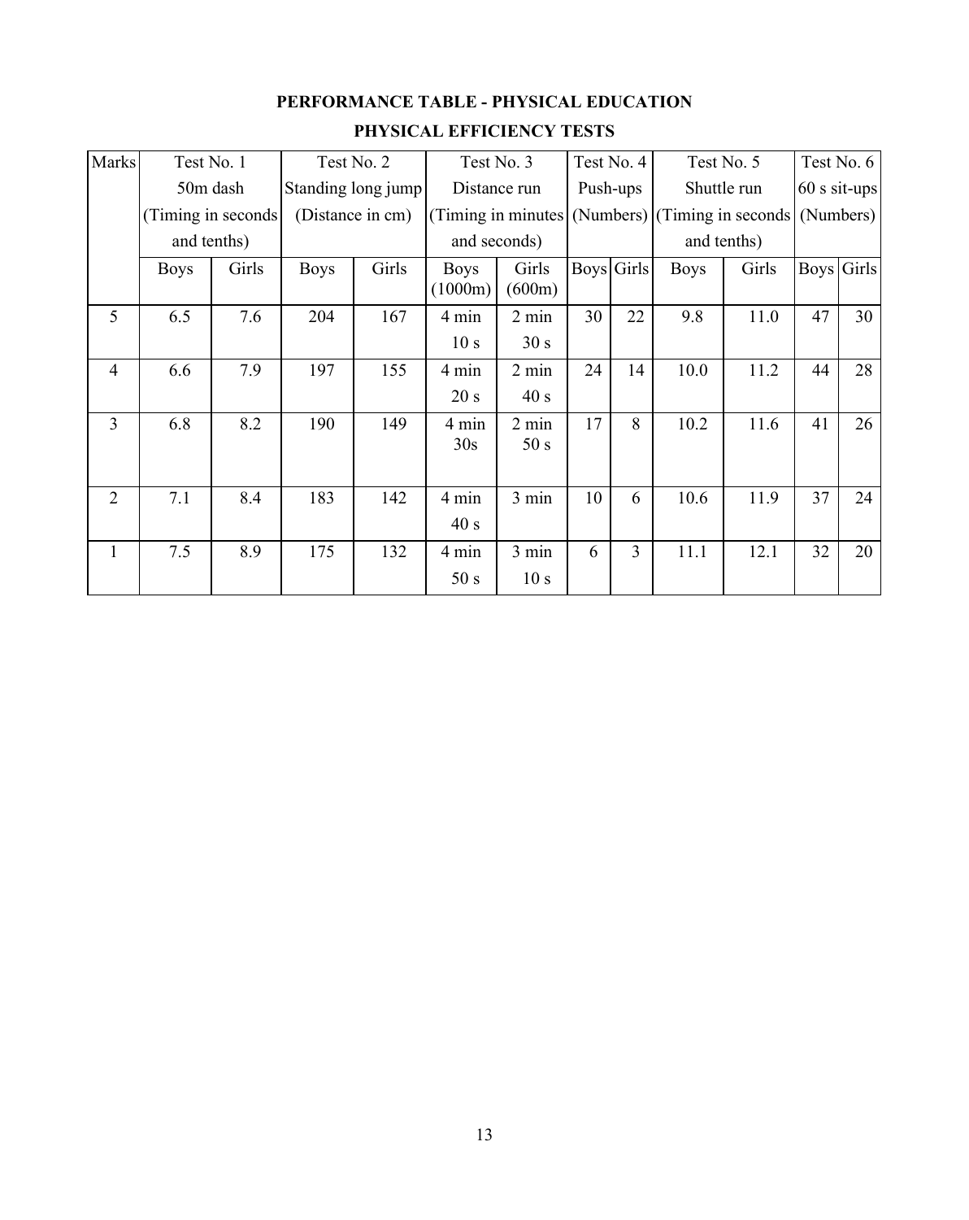## PERFORMANCE TABLE - PHYSICAL EDUCATION

### PHYSICAL EFFICIENCY TESTS

| Marks | Test No. 1 50m dash (Timing in seconds and tenths) | | Test No. 2 Standing long jump (Distance in cm) | | Test No. 3 Distance run (Timing in minutes and seconds) | | Test No. 4 Push-ups (Numbers) | | Test No. 5 Shuttle run (Timing in seconds and tenths) | | Test No. 6 60 s sit-ups (Numbers) | |
|---|---|---|---|---|---|---|---|---|---|---|---|---|
| | Boys | Girls | Boys | Girls | Boys (1000m) | Girls (600m) | Boys | Girls | Boys | Girls | Boys | Girls |
| 5 | 6.5 | 7.6 | 204 | 167 | 4 min 10 s | 2 min 30 s | 30 | 22 | 9.8 | 11.0 | 47 | 30 |
| 4 | 6.6 | 7.9 | 197 | 155 | 4 min 20 s | 2 min 40 s | 24 | 14 | 10.0 | 11.2 | 44 | 28 |
| 3 | 6.8 | 8.2 | 190 | 149 | 4 min 30s | 2 min 50 s | 17 | 8 | 10.2 | 11.6 | 41 | 26 |
| 2 | 7.1 | 8.4 | 183 | 142 | 4 min 40 s | 3 min | 10 | 6 | 10.6 | 11.9 | 37 | 24 |
| 1 | 7.5 | 8.9 | 175 | 132 | 4 min 50 s | 3 min 10 s | 6 | 3 | 11.1 | 12.1 | 32 | 20 |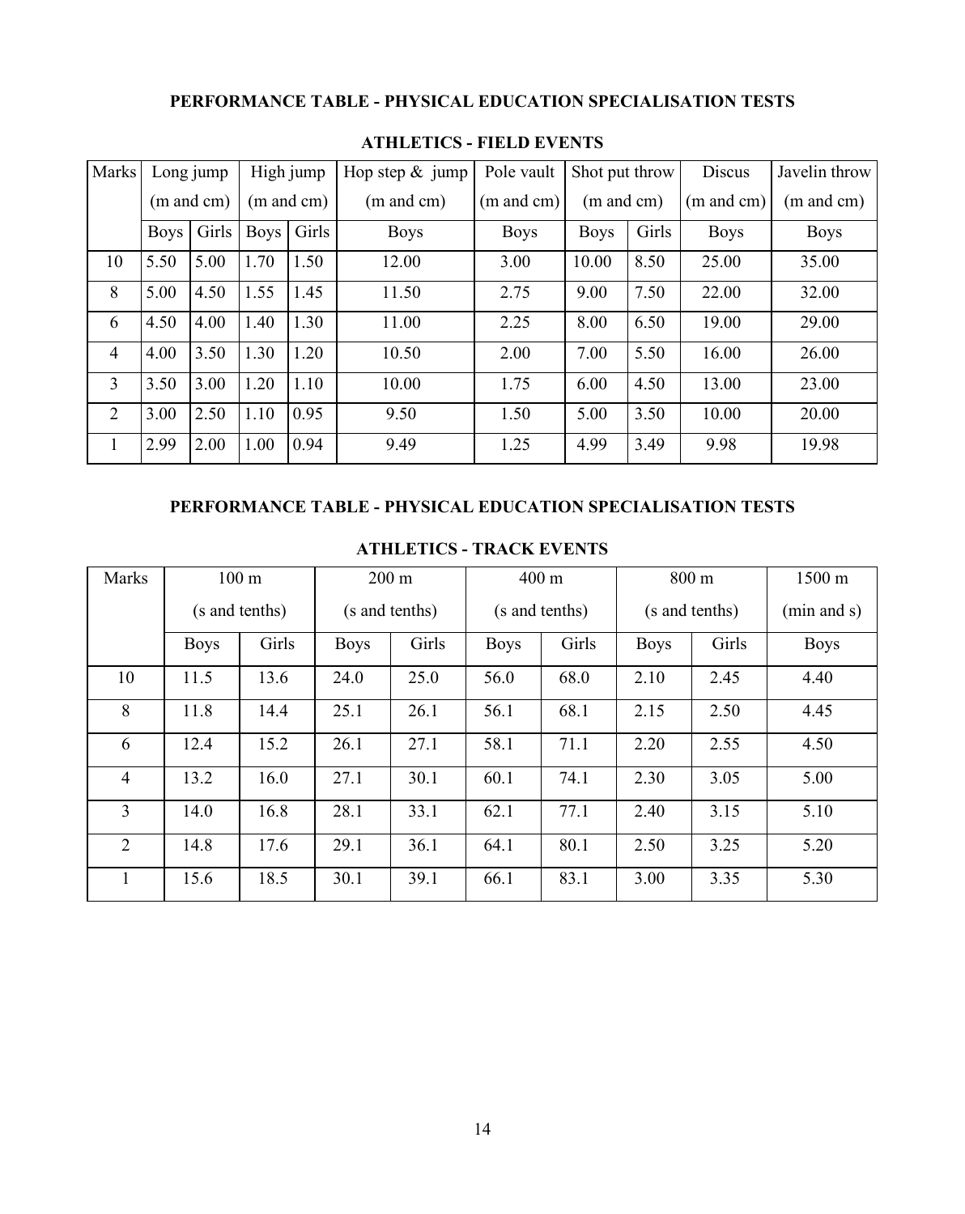## PERFORMANCE TABLE - PHYSICAL EDUCATION SPECIALISATION TESTS

### ATHLETICS - FIELD EVENTS

| Marks | Long jump (m and cm) | | High jump (m and cm) | | Hop step & jump (m and cm) | Pole vault (m and cm) | Shot put throw (m and cm) | | Discus (m and cm) | Javelin throw (m and cm) |
|---|---|---|---|---|---|---|---|---|---|---|
| | Boys | Girls | Boys | Girls | Boys | Boys | Boys | Girls | Boys | Boys |
| 10 | 5.50 | 5.00 | 1.70 | 1.50 | 12.00 | 3.00 | 10.00 | 8.50 | 25.00 | 35.00 |
| 8 | 5.00 | 4.50 | 1.55 | 1.45 | 11.50 | 2.75 | 9.00 | 7.50 | 22.00 | 32.00 |
| 6 | 4.50 | 4.00 | 1.40 | 1.30 | 11.00 | 2.25 | 8.00 | 6.50 | 19.00 | 29.00 |
| 4 | 4.00 | 3.50 | 1.30 | 1.20 | 10.50 | 2.00 | 7.00 | 5.50 | 16.00 | 26.00 |
| 3 | 3.50 | 3.00 | 1.20 | 1.10 | 10.00 | 1.75 | 6.00 | 4.50 | 13.00 | 23.00 |
| 2 | 3.00 | 2.50 | 1.10 | 0.95 | 9.50 | 1.50 | 5.00 | 3.50 | 10.00 | 20.00 |
| 1 | 2.99 | 2.00 | 1.00 | 0.94 | 9.49 | 1.25 | 4.99 | 3.49 | 9.98 | 19.98 |

## PERFORMANCE TABLE - PHYSICAL EDUCATION SPECIALISATION TESTS

### ATHLETICS - TRACK EVENTS

| Marks | 100 m (s and tenths) | | 200 m (s and tenths) | | 400 m (s and tenths) | | 800 m (s and tenths) | | 1500 m (min and s) |
|---|---|---|---|---|---|---|---|---|---|
| | Boys | Girls | Boys | Girls | Boys | Girls | Boys | Girls | Boys |
| 10 | 11.5 | 13.6 | 24.0 | 25.0 | 56.0 | 68.0 | 2.10 | 2.45 | 4.40 |
| 8 | 11.8 | 14.4 | 25.1 | 26.1 | 56.1 | 68.1 | 2.15 | 2.50 | 4.45 |
| 6 | 12.4 | 15.2 | 26.1 | 27.1 | 58.1 | 71.1 | 2.20 | 2.55 | 4.50 |
| 4 | 13.2 | 16.0 | 27.1 | 30.1 | 60.1 | 74.1 | 2.30 | 3.05 | 5.00 |
| 3 | 14.0 | 16.8 | 28.1 | 33.1 | 62.1 | 77.1 | 2.40 | 3.15 | 5.10 |
| 2 | 14.8 | 17.6 | 29.1 | 36.1 | 64.1 | 80.1 | 2.50 | 3.25 | 5.20 |
| 1 | 15.6 | 18.5 | 30.1 | 39.1 | 66.1 | 83.1 | 3.00 | 3.35 | 5.30 |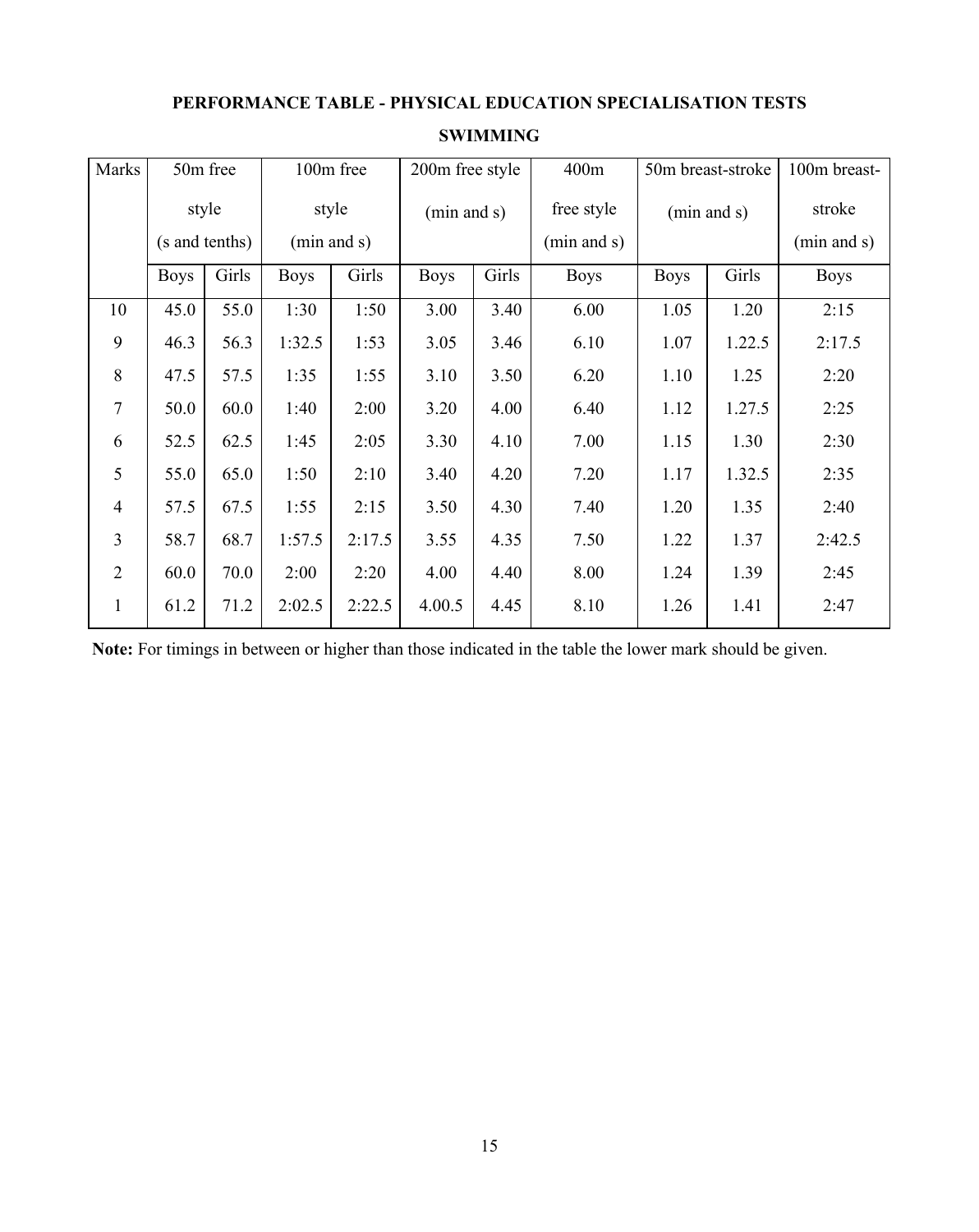**PERFORMANCE TABLE - PHYSICAL EDUCATION SPECIALISATION TESTS**

**SWIMMING**

| Marks | 50m free style (s and tenths) | | 100m free style (min and s) | | 200m free style (min and s) | | 400m free style (min and s) | 50m breast-stroke (min and s) | | 100m breast-stroke (min and s) |
|---|---|---|---|---|---|---|---|---|---|---|
| | Boys | Girls | Boys | Girls | Boys | Girls | Boys | Boys | Girls | Boys |
| 10 | 45.0 | 55.0 | 1:30 | 1:50 | 3.00 | 3.40 | 6.00 | 1.05 | 1.20 | 2:15 |
| 9 | 46.3 | 56.3 | 1:32.5 | 1:53 | 3.05 | 3.46 | 6.10 | 1.07 | 1.22.5 | 2:17.5 |
| 8 | 47.5 | 57.5 | 1:35 | 1:55 | 3.10 | 3.50 | 6.20 | 1.10 | 1.25 | 2:20 |
| 7 | 50.0 | 60.0 | 1:40 | 2:00 | 3.20 | 4.00 | 6.40 | 1.12 | 1.27.5 | 2:25 |
| 6 | 52.5 | 62.5 | 1:45 | 2:05 | 3.30 | 4.10 | 7.00 | 1.15 | 1.30 | 2:30 |
| 5 | 55.0 | 65.0 | 1:50 | 2:10 | 3.40 | 4.20 | 7.20 | 1.17 | 1.32.5 | 2:35 |
| 4 | 57.5 | 67.5 | 1:55 | 2:15 | 3.50 | 4.30 | 7.40 | 1.20 | 1.35 | 2:40 |
| 3 | 58.7 | 68.7 | 1:57.5 | 2:17.5 | 3.55 | 4.35 | 7.50 | 1.22 | 1.37 | 2:42.5 |
| 2 | 60.0 | 70.0 | 2:00 | 2:20 | 4.00 | 4.40 | 8.00 | 1.24 | 1.39 | 2:45 |
| 1 | 61.2 | 71.2 | 2:02.5 | 2:22.5 | 4.00.5 | 4.45 | 8.10 | 1.26 | 1.41 | 2:47 |

**Note:** For timings in between or higher than those indicated in the table the lower mark should be given.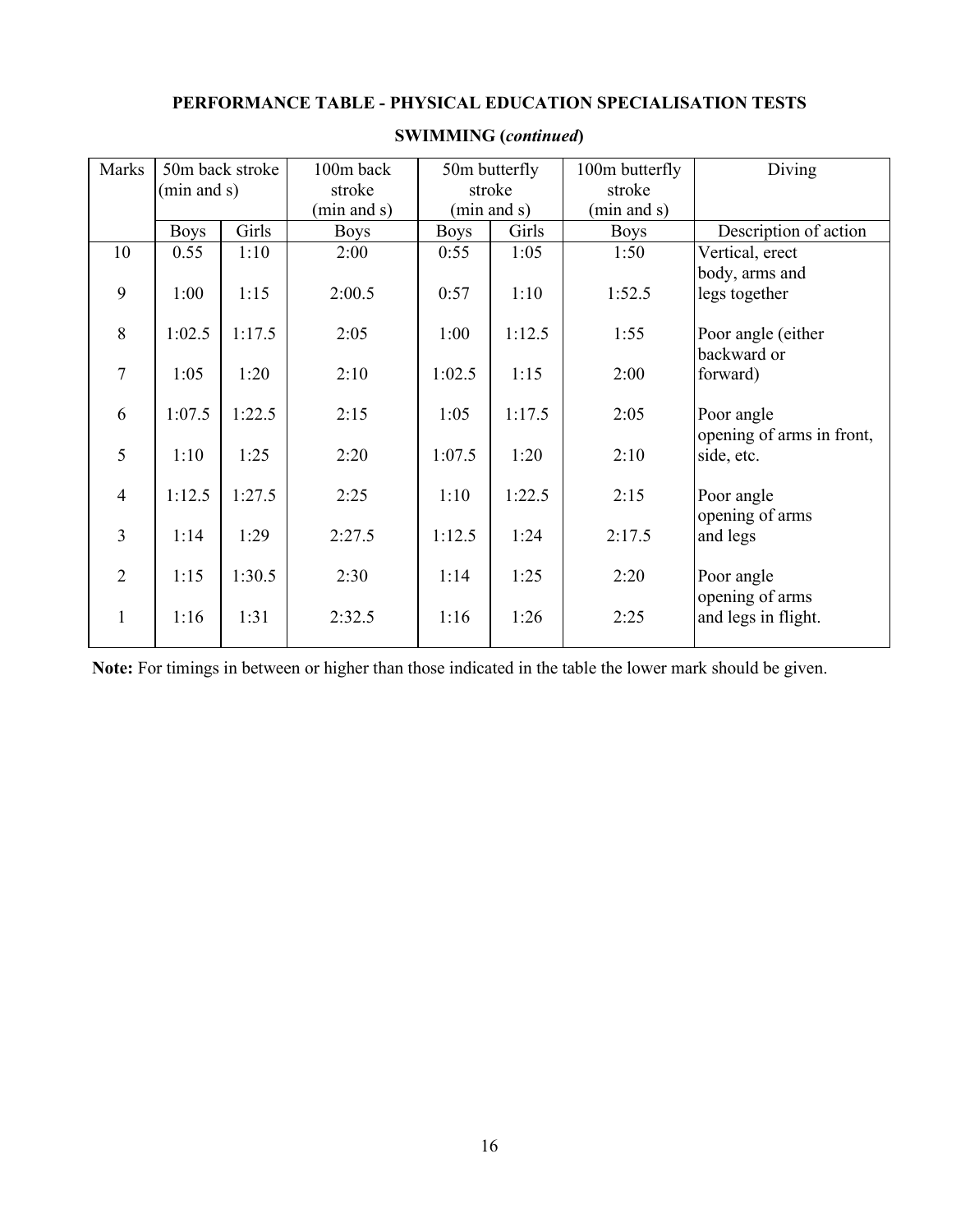**PERFORMANCE TABLE - PHYSICAL EDUCATION SPECIALISATION TESTS**

**SWIMMING (*continued*)**

| Marks | 50m back stroke (min and s) | | 100m back stroke (min and s) | 50m butterfly stroke (min and s) | | 100m butterfly stroke (min and s) | Diving |
|---|---|---|---|---|---|---|---|
| | Boys | Girls | Boys | Boys | Girls | Boys | Description of action |
| 10 | 0.55 | 1:10 | 2:00 | 0:55 | 1:05 | 1:50 | Vertical, erect body, arms and legs together |
| 9 | 1:00 | 1:15 | 2:00.5 | 0:57 | 1:10 | 1:52.5 | |
| 8 | 1:02.5 | 1:17.5 | 2:05 | 1:00 | 1:12.5 | 1:55 | Poor angle (either backward or forward) |
| 7 | 1:05 | 1:20 | 2:10 | 1:02.5 | 1:15 | 2:00 | |
| 6 | 1:07.5 | 1:22.5 | 2:15 | 1:05 | 1:17.5 | 2:05 | Poor angle opening of arms in front, side, etc. |
| 5 | 1:10 | 1:25 | 2:20 | 1:07.5 | 1:20 | 2:10 | |
| 4 | 1:12.5 | 1:27.5 | 2:25 | 1:10 | 1:22.5 | 2:15 | Poor angle opening of arms and legs |
| 3 | 1:14 | 1:29 | 2:27.5 | 1:12.5 | 1:24 | 2:17.5 | |
| 2 | 1:15 | 1:30.5 | 2:30 | 1:14 | 1:25 | 2:20 | Poor angle opening of arms and legs in flight. |
| 1 | 1:16 | 1:31 | 2:32.5 | 1:16 | 1:26 | 2:25 | |

**Note:** For timings in between or higher than those indicated in the table the lower mark should be given.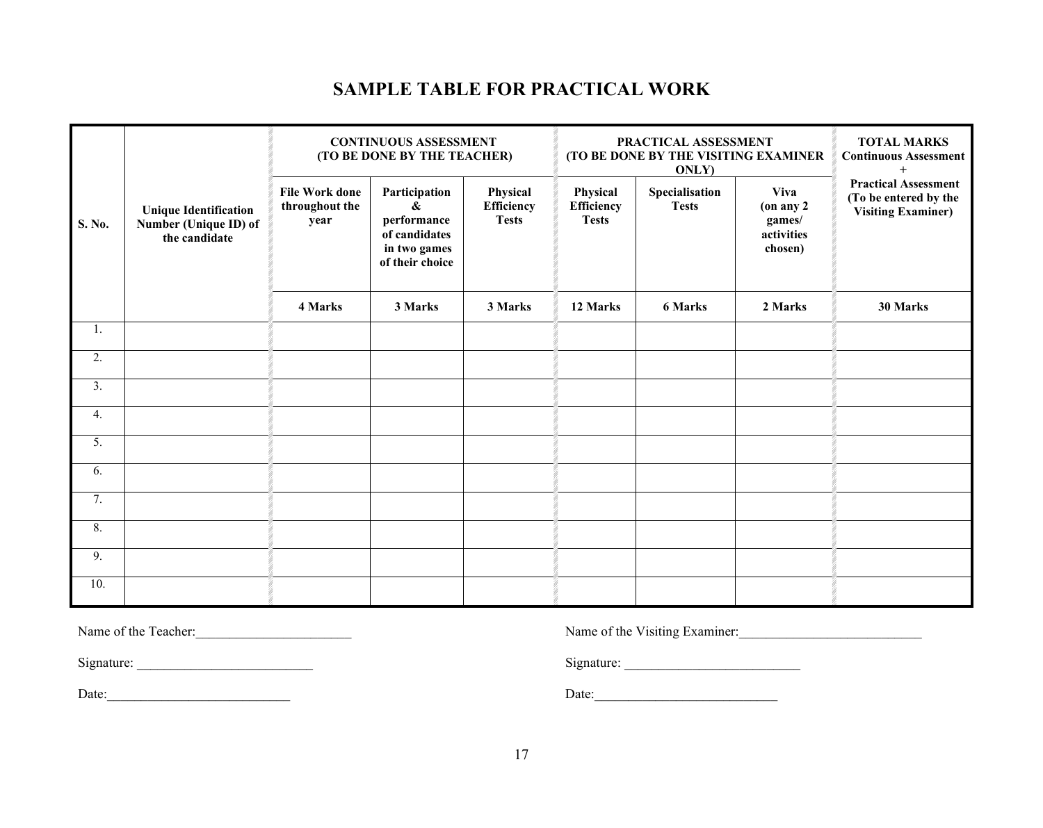# SAMPLE TABLE FOR PRACTICAL WORK

| S. No. | Unique Identification Number (Unique ID) of the candidate | CONTINUOUS ASSESSMENT (TO BE DONE BY THE TEACHER) | | | PRACTICAL ASSESSMENT (TO BE DONE BY THE VISITING EXAMINER ONLY) | | | TOTAL MARKS Continuous Assessment + Practical Assessment (To be entered by the Visiting Examiner) |
|---|---|---|---|---|---|---|---|---|
| | | File Work done throughout the year | Participation & performance of candidates in two games of their choice | Physical Efficiency Tests | Physical Efficiency Tests | Specialisation Tests | Viva (on any 2 games/ activities chosen) | |
| | | 4 Marks | 3 Marks | 3 Marks | 12 Marks | 6 Marks | 2 Marks | 30 Marks |
| 1. | | | | | | | | |
| 2. | | | | | | | | |
| 3. | | | | | | | | |
| 4. | | | | | | | | |
| 5. | | | | | | | | |
| 6. | | | | | | | | |
| 7. | | | | | | | | |
| 8. | | | | | | | | |
| 9. | | | | | | | | |
| 10. | | | | | | | | |

Name of the Teacher:_______________________

Signature: __________________________

Date:___________________________

Name of the Visiting Examiner:___________________________

Signature: __________________________

Date:___________________________